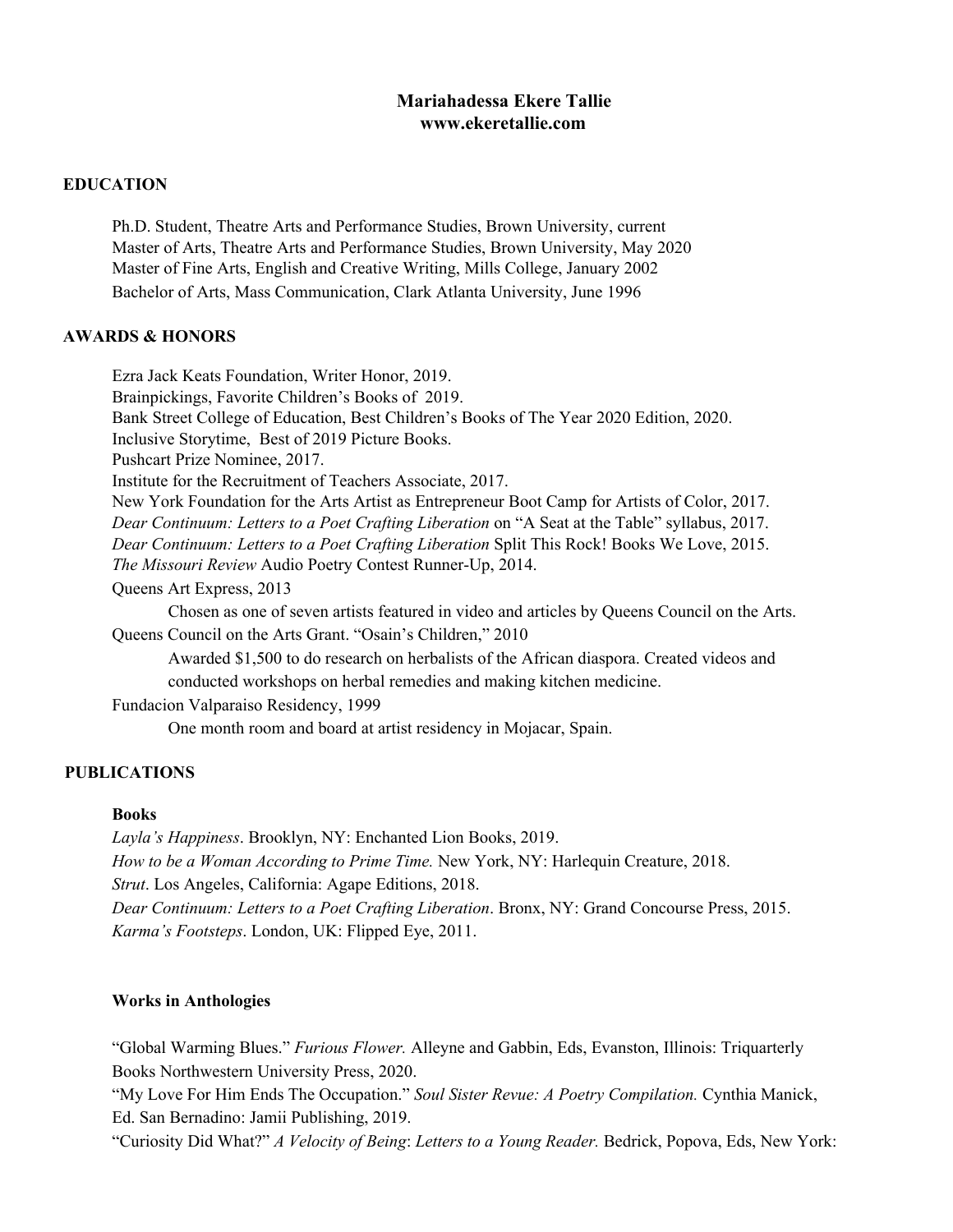# Mariahadessa Ekere Tallie
**www.ekeretallie.com**

## EDUCATION

Ph.D. Student, Theatre Arts and Performance Studies, Brown University, current
Master of Arts, Theatre Arts and Performance Studies, Brown University, May 2020
Master of Fine Arts, English and Creative Writing, Mills College, January 2002
Bachelor of Arts, Mass Communication, Clark Atlanta University, June 1996

## AWARDS & HONORS

Ezra Jack Keats Foundation, Writer Honor, 2019.
Brainpickings, Favorite Children's Books of 2019.
Bank Street College of Education, Best Children's Books of The Year 2020 Edition, 2020.
Inclusive Storytime, Best of 2019 Picture Books.
Pushcart Prize Nominee, 2017.
Institute for the Recruitment of Teachers Associate, 2017.
New York Foundation for the Arts Artist as Entrepreneur Boot Camp for Artists of Color, 2017.
*Dear Continuum: Letters to a Poet Crafting Liberation* on "A Seat at the Table" syllabus, 2017.
*Dear Continuum: Letters to a Poet Crafting Liberation* Split This Rock! Books We Love, 2015.
*The Missouri Review* Audio Poetry Contest Runner-Up, 2014.
Queens Art Express, 2013

Chosen as one of seven artists featured in video and articles by Queens Council on the Arts.

Queens Council on the Arts Grant. "Osain's Children," 2010

Awarded $1,500 to do research on herbalists of the African diaspora. Created videos and conducted workshops on herbal remedies and making kitchen medicine.

Fundacion Valparaiso Residency, 1999

One month room and board at artist residency in Mojacar, Spain.

## PUBLICATIONS

### Books

*Layla's Happiness*. Brooklyn, NY: Enchanted Lion Books, 2019.
*How to be a Woman According to Prime Time.* New York, NY: Harlequin Creature, 2018.
*Strut*. Los Angeles, California: Agape Editions, 2018.
*Dear Continuum: Letters to a Poet Crafting Liberation*. Bronx, NY: Grand Concourse Press, 2015.
*Karma's Footsteps*. London, UK: Flipped Eye, 2011.

### Works in Anthologies

"Global Warming Blues." *Furious Flower.* Alleyne and Gabbin, Eds, Evanston, Illinois: Triquarterly Books Northwestern University Press, 2020.

"My Love For Him Ends The Occupation." *Soul Sister Revue: A Poetry Compilation.* Cynthia Manick, Ed. San Bernadino: Jamii Publishing, 2019.

"Curiosity Did What?" *A Velocity of Being*: *Letters to a Young Reader.* Bedrick, Popova, Eds, New York: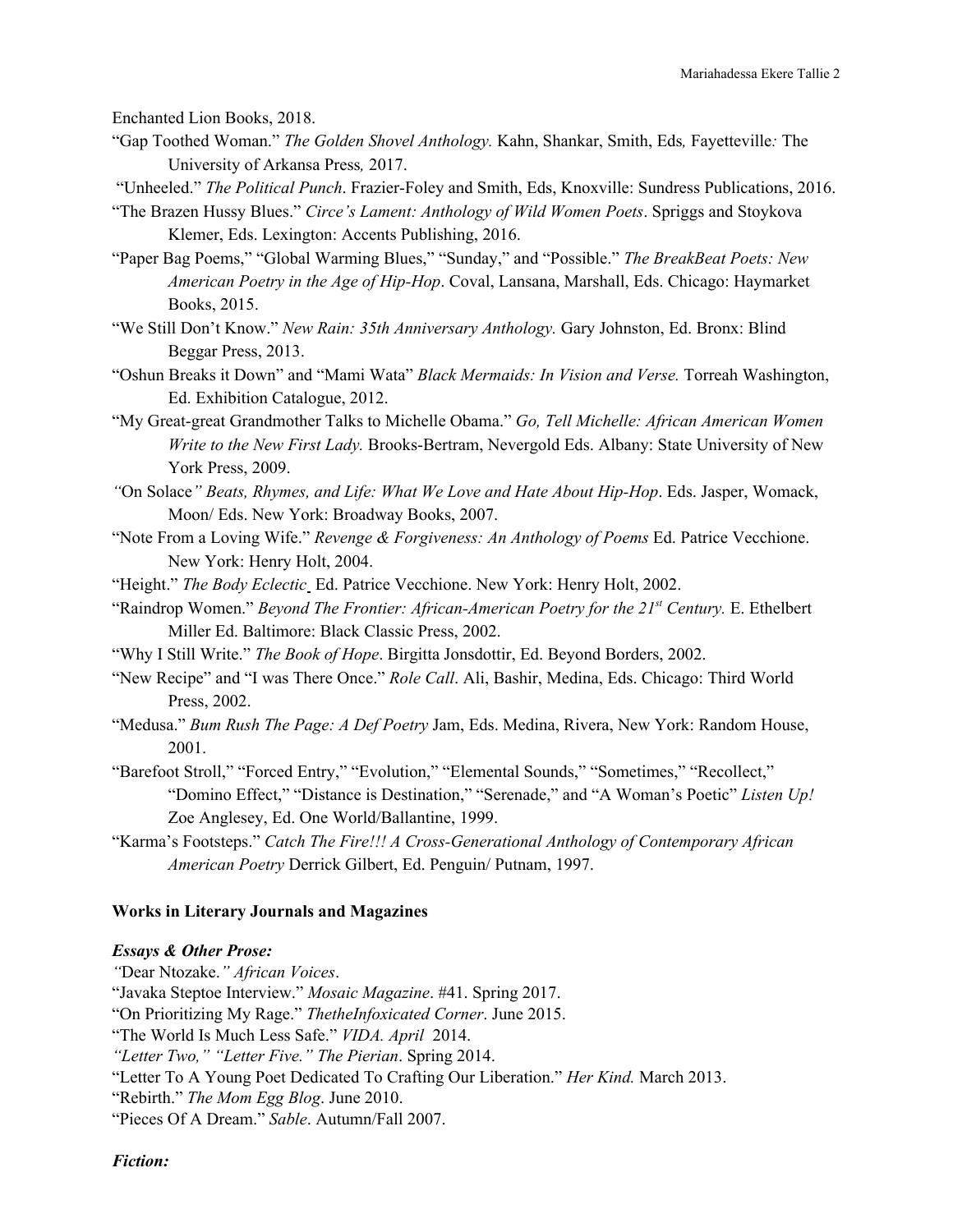Enchanted Lion Books, 2018.

"Gap Toothed Woman." *The Golden Shovel Anthology.* Kahn, Shankar, Smith, Eds*,* Fayetteville*:* The University of Arkansa Press*,* 2017.

"Unheeled." *The Political Punch*. Frazier-Foley and Smith, Eds, Knoxville: Sundress Publications, 2016.

"The Brazen Hussy Blues." *Circe's Lament: Anthology of Wild Women Poets*. Spriggs and Stoykova Klemer, Eds. Lexington: Accents Publishing, 2016.

"Paper Bag Poems," "Global Warming Blues," "Sunday," and "Possible." *The BreakBeat Poets: New American Poetry in the Age of Hip-Hop*. Coval, Lansana, Marshall, Eds. Chicago: Haymarket Books, 2015.

"We Still Don't Know." *New Rain: 35th Anniversary Anthology.* Gary Johnston, Ed. Bronx: Blind Beggar Press, 2013.

"Oshun Breaks it Down" and "Mami Wata" *Black Mermaids: In Vision and Verse.* Torreah Washington, Ed. Exhibition Catalogue, 2012.

"My Great-great Grandmother Talks to Michelle Obama." *Go, Tell Michelle: African American Women Write to the New First Lady.* Brooks-Bertram, Nevergold Eds. Albany: State University of New York Press, 2009.

*"*On Solace*" Beats, Rhymes, and Life: What We Love and Hate About Hip-Hop*. Eds. Jasper, Womack, Moon/ Eds. New York: Broadway Books, 2007.

"Note From a Loving Wife." *Revenge & Forgiveness: An Anthology of Poems* Ed. Patrice Vecchione. New York: Henry Holt, 2004.

"Height." *The Body Eclectic* Ed. Patrice Vecchione. New York: Henry Holt, 2002.

"Raindrop Women." *Beyond The Frontier: African-American Poetry for the 21st Century.* E. Ethelbert Miller Ed. Baltimore: Black Classic Press, 2002.

"Why I Still Write." *The Book of Hope*. Birgitta Jonsdottir, Ed. Beyond Borders, 2002.

"New Recipe" and "I was There Once." *Role Call*. Ali, Bashir, Medina, Eds. Chicago: Third World Press, 2002.

"Medusa." *Bum Rush The Page: A Def Poetry* Jam, Eds. Medina, Rivera, New York: Random House, 2001.

"Barefoot Stroll," "Forced Entry," "Evolution," "Elemental Sounds," "Sometimes," "Recollect," "Domino Effect," "Distance is Destination," "Serenade," and "A Woman's Poetic" *Listen Up!* Zoe Anglesey, Ed. One World/Ballantine, 1999.

"Karma's Footsteps." *Catch The Fire!!! A Cross-Generational Anthology of Contemporary African American Poetry* Derrick Gilbert, Ed. Penguin/ Putnam, 1997.

**Works in Literary Journals and Magazines**

***Essays & Other Prose:***

*"*Dear Ntozake.*" African Voices*.

"Javaka Steptoe Interview." *Mosaic Magazine*. #41. Spring 2017.

"On Prioritizing My Rage." *ThetheInfoxicated Corner*. June 2015.

"The World Is Much Less Safe." *VIDA. April* 2014.

*"Letter Two," "Letter Five." The Pierian*. Spring 2014.

"Letter To A Young Poet Dedicated To Crafting Our Liberation." *Her Kind.* March 2013.

"Rebirth." *The Mom Egg Blog*. June 2010.

"Pieces Of A Dream." *Sable*. Autumn/Fall 2007.

***Fiction:***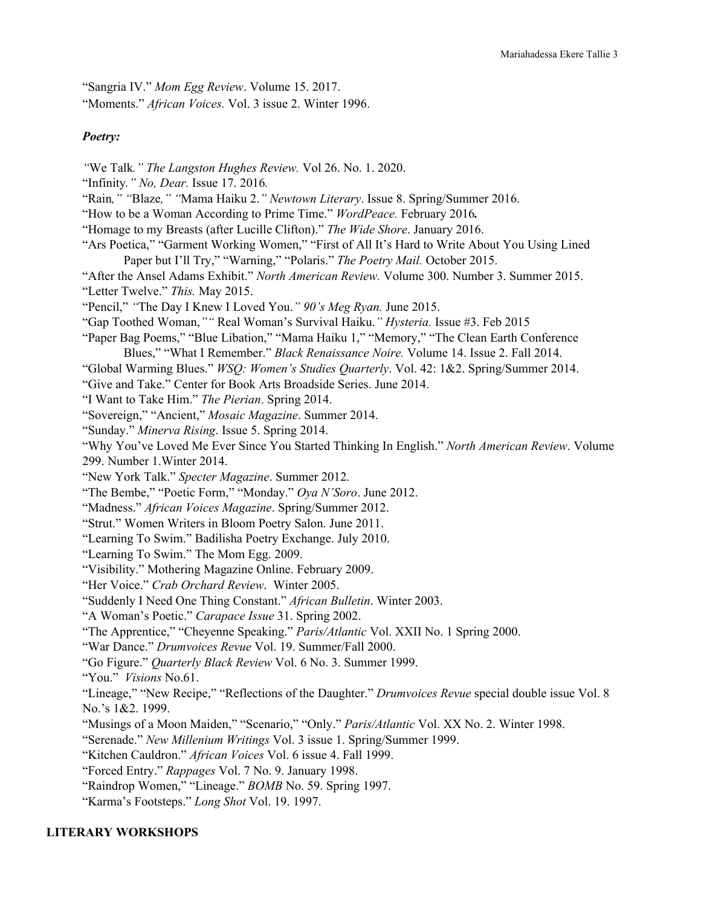"Sangria IV." *Mom Egg Review*. Volume 15. 2017.
"Moments." *African Voices.* Vol. 3 issue 2. Winter 1996.

***Poetry:***

"We Talk." *The Langston Hughes Review.* Vol 26. No. 1. 2020.
"Infinity." *No, Dear.* Issue 17. 2016.
"Rain," "Blaze," "Mama Haiku 2." *Newtown Literary*. Issue 8. Spring/Summer 2016.
"How to be a Woman According to Prime Time." *WordPeace.* February 2016**.**
"Homage to my Breasts (after Lucille Clifton)." *The Wide Shore*. January 2016.
"Ars Poetica," "Garment Working Women," "First of All It's Hard to Write About You Using Lined Paper but I'll Try," "Warning," "Polaris." *The Poetry Mail.* October 2015.
"After the Ansel Adams Exhibit." *North American Review.* Volume 300. Number 3. Summer 2015.
"Letter Twelve." *This.* May 2015.
"Pencil," "The Day I Knew I Loved You." *90's Meg Ryan.* June 2015.
"Gap Toothed Woman," " Real Woman's Survival Haiku." *Hysteria.* Issue #3. Feb 2015
"Paper Bag Poems," "Blue Libation," "Mama Haiku 1," "Memory," "The Clean Earth Conference Blues," "What I Remember." *Black Renaissance Noire.* Volume 14. Issue 2. Fall 2014.
"Global Warming Blues." *WSQ: Women's Studies Quarterly*. Vol. 42: 1&2. Spring/Summer 2014.
"Give and Take." Center for Book Arts Broadside Series. June 2014.
"I Want to Take Him." *The Pierian*. Spring 2014.
"Sovereign," "Ancient," *Mosaic Magazine*. Summer 2014.
"Sunday." *Minerva Rising*. Issue 5. Spring 2014.
"Why You've Loved Me Ever Since You Started Thinking In English." *North American Review*. Volume 299. Number 1.Winter 2014.
"New York Talk." *Specter Magazine*. Summer 2012.
"The Bembe," "Poetic Form," "Monday." *Oya N'Soro*. June 2012.
"Madness." *African Voices Magazine*. Spring/Summer 2012.
"Strut." Women Writers in Bloom Poetry Salon. June 2011.
"Learning To Swim." Badilisha Poetry Exchange. July 2010.
"Learning To Swim." The Mom Egg. 2009.
"Visibility." Mothering Magazine Online. February 2009.
"Her Voice." *Crab Orchard Review*. Winter 2005.
"Suddenly I Need One Thing Constant." *African Bulletin*. Winter 2003.
"A Woman's Poetic." *Carapace Issue* 31. Spring 2002.
"The Apprentice," "Cheyenne Speaking." *Paris/Atlantic* Vol. XXII No. 1 Spring 2000.
"War Dance." *Drumvoices Revue* Vol. 19. Summer/Fall 2000.
"Go Figure." *Quarterly Black Review* Vol. 6 No. 3. Summer 1999.
"You." *Visions* No.61.
"Lineage," "New Recipe," "Reflections of the Daughter." *Drumvoices Revue* special double issue Vol. 8 No.'s 1&2. 1999.
"Musings of a Moon Maiden," "Scenario," "Only." *Paris/Atlantic* Vol. XX No. 2. Winter 1998.
"Serenade." *New Millenium Writings* Vol. 3 issue 1. Spring/Summer 1999.
"Kitchen Cauldron." *African Voices* Vol. 6 issue 4. Fall 1999.
"Forced Entry." *Rappages* Vol. 7 No. 9. January 1998.
"Raindrop Women," "Lineage." *BOMB* No. 59. Spring 1997.
"Karma's Footsteps." *Long Shot* Vol. 19. 1997.

**LITERARY WORKSHOPS**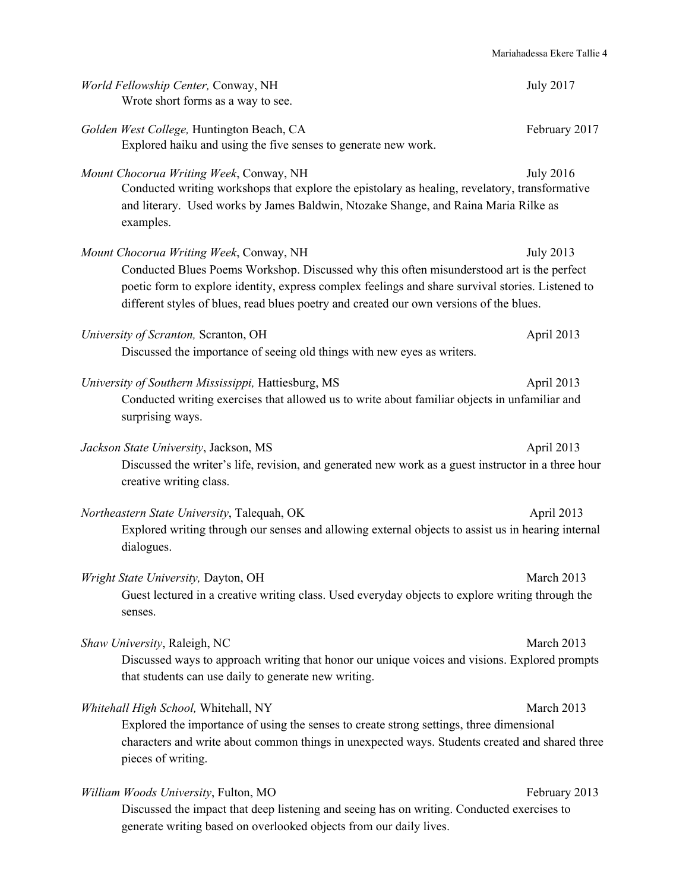*World Fellowship Center,* Conway, NH — July 2017

Wrote short forms as a way to see.

*Golden West College,* Huntington Beach, CA — February 2017

Explored haiku and using the five senses to generate new work.

*Mount Chocorua Writing Week*, Conway, NH — July 2016

Conducted writing workshops that explore the epistolary as healing, revelatory, transformative and literary. Used works by James Baldwin, Ntozake Shange, and Raina Maria Rilke as examples.

*Mount Chocorua Writing Week*, Conway, NH — July 2013

Conducted Blues Poems Workshop. Discussed why this often misunderstood art is the perfect poetic form to explore identity, express complex feelings and share survival stories. Listened to different styles of blues, read blues poetry and created our own versions of the blues.

*University of Scranton,* Scranton, OH — April 2013

Discussed the importance of seeing old things with new eyes as writers.

*University of Southern Mississippi,* Hattiesburg, MS — April 2013

Conducted writing exercises that allowed us to write about familiar objects in unfamiliar and surprising ways.

*Jackson State University*, Jackson, MS — April 2013

Discussed the writer's life, revision, and generated new work as a guest instructor in a three hour creative writing class.

*Northeastern State University*, Talequah, OK — April 2013

Explored writing through our senses and allowing external objects to assist us in hearing internal dialogues.

*Wright State University,* Dayton, OH — March 2013

Guest lectured in a creative writing class. Used everyday objects to explore writing through the senses.

*Shaw University*, Raleigh, NC — March 2013

Discussed ways to approach writing that honor our unique voices and visions. Explored prompts that students can use daily to generate new writing.

*Whitehall High School,* Whitehall, NY — March 2013

Explored the importance of using the senses to create strong settings, three dimensional characters and write about common things in unexpected ways. Students created and shared three pieces of writing.

*William Woods University*, Fulton, MO — February 2013

Discussed the impact that deep listening and seeing has on writing. Conducted exercises to generate writing based on overlooked objects from our daily lives.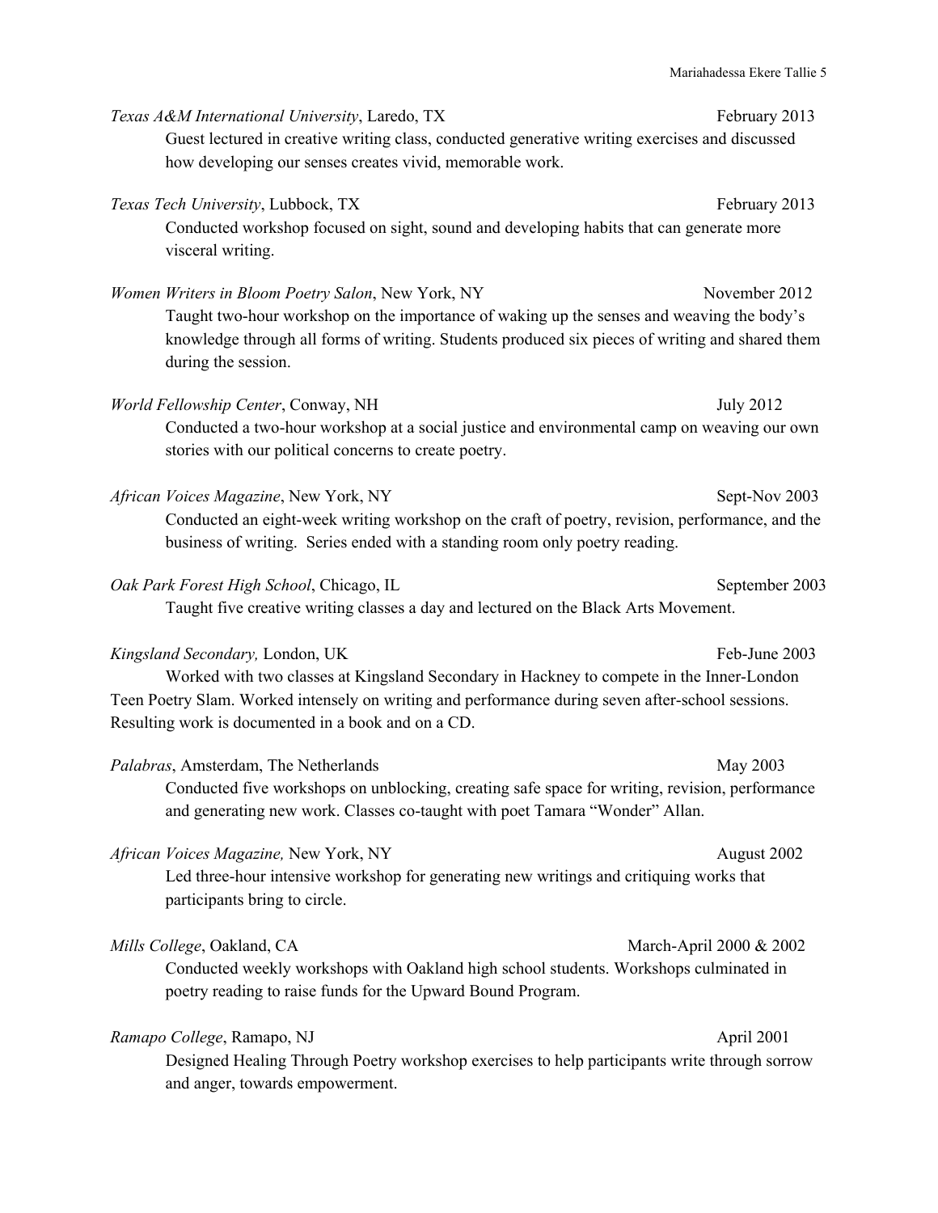*Texas A&M International University*, Laredo, TX February 2013

Guest lectured in creative writing class, conducted generative writing exercises and discussed how developing our senses creates vivid, memorable work.

*Texas Tech University*, Lubbock, TX February 2013

Conducted workshop focused on sight, sound and developing habits that can generate more visceral writing.

*Women Writers in Bloom Poetry Salon*, New York, NY November 2012

Taught two-hour workshop on the importance of waking up the senses and weaving the body's knowledge through all forms of writing. Students produced six pieces of writing and shared them during the session.

*World Fellowship Center*, Conway, NH July 2012

Conducted a two-hour workshop at a social justice and environmental camp on weaving our own stories with our political concerns to create poetry.

*African Voices Magazine*, New York, NY Sept-Nov 2003

Conducted an eight-week writing workshop on the craft of poetry, revision, performance, and the business of writing. Series ended with a standing room only poetry reading.

*Oak Park Forest High School*, Chicago, IL September 2003

Taught five creative writing classes a day and lectured on the Black Arts Movement.

*Kingsland Secondary,* London, UK Feb-June 2003

Worked with two classes at Kingsland Secondary in Hackney to compete in the Inner-London Teen Poetry Slam. Worked intensely on writing and performance during seven after-school sessions. Resulting work is documented in a book and on a CD.

*Palabras*, Amsterdam, The Netherlands May 2003

Conducted five workshops on unblocking, creating safe space for writing, revision, performance and generating new work. Classes co-taught with poet Tamara "Wonder" Allan.

*African Voices Magazine,* New York, NY August 2002

Led three-hour intensive workshop for generating new writings and critiquing works that participants bring to circle.

*Mills College*, Oakland, CA March-April 2000 & 2002

Conducted weekly workshops with Oakland high school students. Workshops culminated in poetry reading to raise funds for the Upward Bound Program.

*Ramapo College*, Ramapo, NJ April 2001

Designed Healing Through Poetry workshop exercises to help participants write through sorrow and anger, towards empowerment.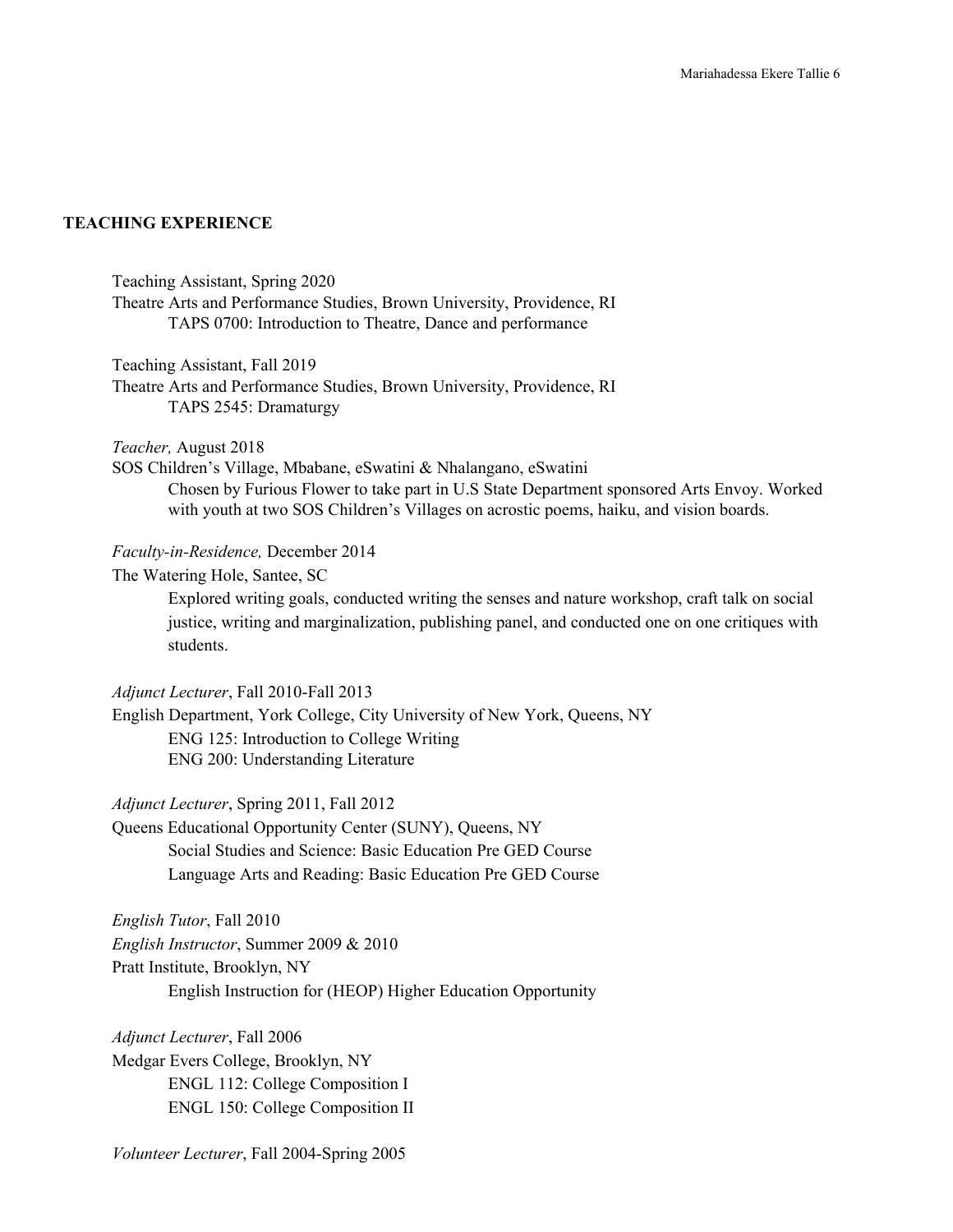## TEACHING EXPERIENCE

Teaching Assistant, Spring 2020
Theatre Arts and Performance Studies, Brown University, Providence, RI
TAPS 0700: Introduction to Theatre, Dance and performance

Teaching Assistant, Fall 2019
Theatre Arts and Performance Studies, Brown University, Providence, RI
TAPS 2545: Dramaturgy

*Teacher,* August 2018
SOS Children's Village, Mbabane, eSwatini & Nhalangano, eSwatini
Chosen by Furious Flower to take part in U.S State Department sponsored Arts Envoy. Worked with youth at two SOS Children's Villages on acrostic poems, haiku, and vision boards.

*Faculty-in-Residence,* December 2014
The Watering Hole, Santee, SC
Explored writing goals, conducted writing the senses and nature workshop, craft talk on social justice, writing and marginalization, publishing panel, and conducted one on one critiques with students.

*Adjunct Lecturer*, Fall 2010-Fall 2013
English Department, York College, City University of New York, Queens, NY
ENG 125: Introduction to College Writing
ENG 200: Understanding Literature

*Adjunct Lecturer*, Spring 2011, Fall 2012
Queens Educational Opportunity Center (SUNY), Queens, NY
Social Studies and Science: Basic Education Pre GED Course
Language Arts and Reading: Basic Education Pre GED Course

*English Tutor*, Fall 2010
*English Instructor*, Summer 2009 & 2010
Pratt Institute, Brooklyn, NY
English Instruction for (HEOP) Higher Education Opportunity

*Adjunct Lecturer*, Fall 2006
Medgar Evers College, Brooklyn, NY
ENGL 112: College Composition I
ENGL 150: College Composition II

*Volunteer Lecturer*, Fall 2004-Spring 2005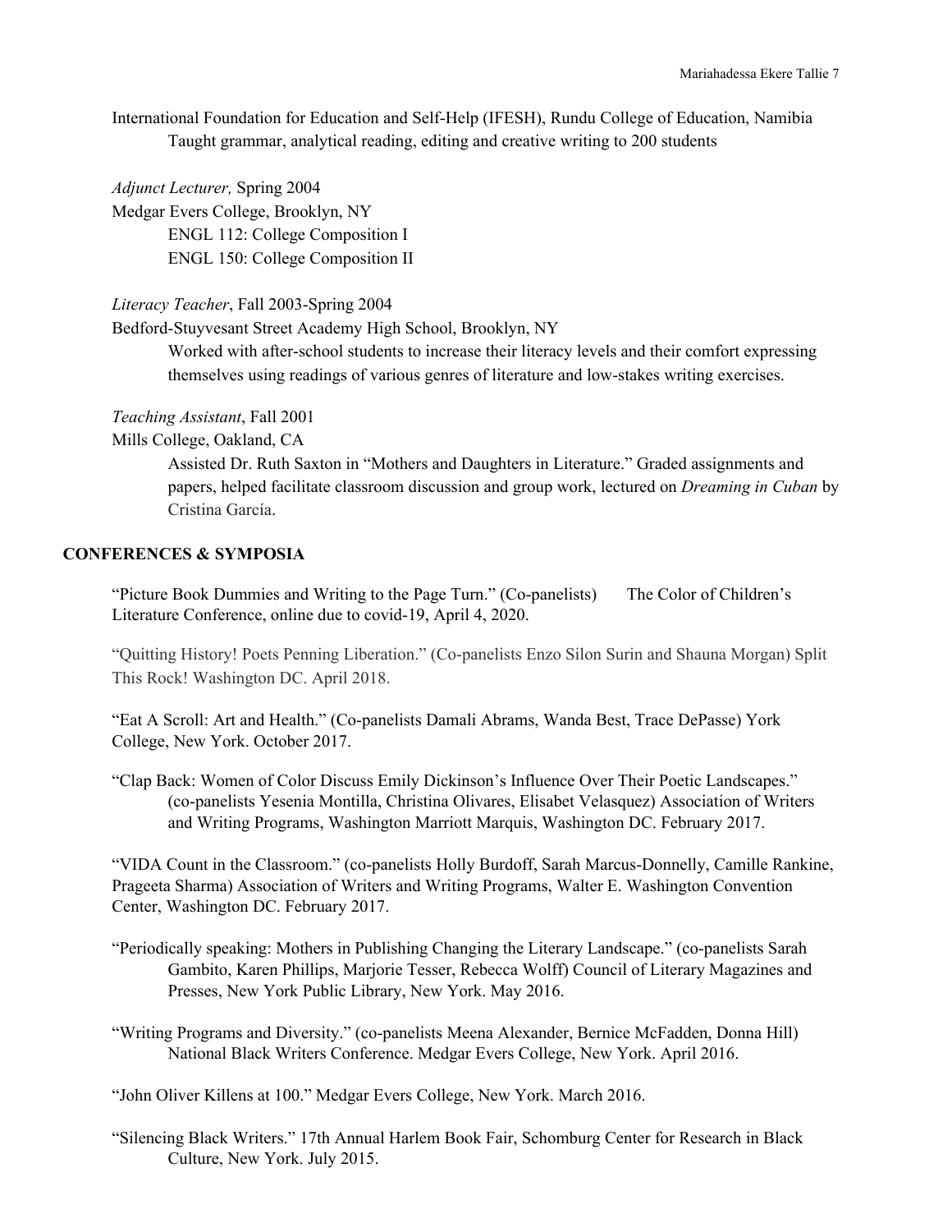International Foundation for Education and Self-Help (IFESH), Rundu College of Education, Namibia

Taught grammar, analytical reading, editing and creative writing to 200 students

*Adjunct Lecturer,* Spring 2004

Medgar Evers College, Brooklyn, NY

ENGL 112: College Composition I

ENGL 150: College Composition II

*Literacy Teacher*, Fall 2003-Spring 2004

Bedford-Stuyvesant Street Academy High School, Brooklyn, NY

Worked with after-school students to increase their literacy levels and their comfort expressing themselves using readings of various genres of literature and low-stakes writing exercises.

*Teaching Assistant*, Fall 2001

Mills College, Oakland, CA

Assisted Dr. Ruth Saxton in "Mothers and Daughters in Literature." Graded assignments and papers, helped facilitate classroom discussion and group work, lectured on *Dreaming in Cuban* by Cristina García.

## CONFERENCES & SYMPOSIA

"Picture Book Dummies and Writing to the Page Turn." (Co-panelists) The Color of Children's Literature Conference, online due to covid-19, April 4, 2020.

"Quitting History! Poets Penning Liberation." (Co-panelists Enzo Silon Surin and Shauna Morgan) Split This Rock! Washington DC. April 2018.

"Eat A Scroll: Art and Health." (Co-panelists Damali Abrams, Wanda Best, Trace DePasse) York College, New York. October 2017.

"Clap Back: Women of Color Discuss Emily Dickinson's Influence Over Their Poetic Landscapes." (co-panelists Yesenia Montilla, Christina Olivares, Elisabet Velasquez) Association of Writers and Writing Programs, Washington Marriott Marquis, Washington DC. February 2017.

"VIDA Count in the Classroom." (co-panelists Holly Burdoff, Sarah Marcus-Donnelly, Camille Rankine, Prageeta Sharma) Association of Writers and Writing Programs, Walter E. Washington Convention Center, Washington DC. February 2017.

"Periodically speaking: Mothers in Publishing Changing the Literary Landscape." (co-panelists Sarah Gambito, Karen Phillips, Marjorie Tesser, Rebecca Wolff) Council of Literary Magazines and Presses, New York Public Library, New York. May 2016.

"Writing Programs and Diversity." (co-panelists Meena Alexander, Bernice McFadden, Donna Hill) National Black Writers Conference. Medgar Evers College, New York. April 2016.

"John Oliver Killens at 100." Medgar Evers College, New York. March 2016.

"Silencing Black Writers." 17th Annual Harlem Book Fair, Schomburg Center for Research in Black Culture, New York. July 2015.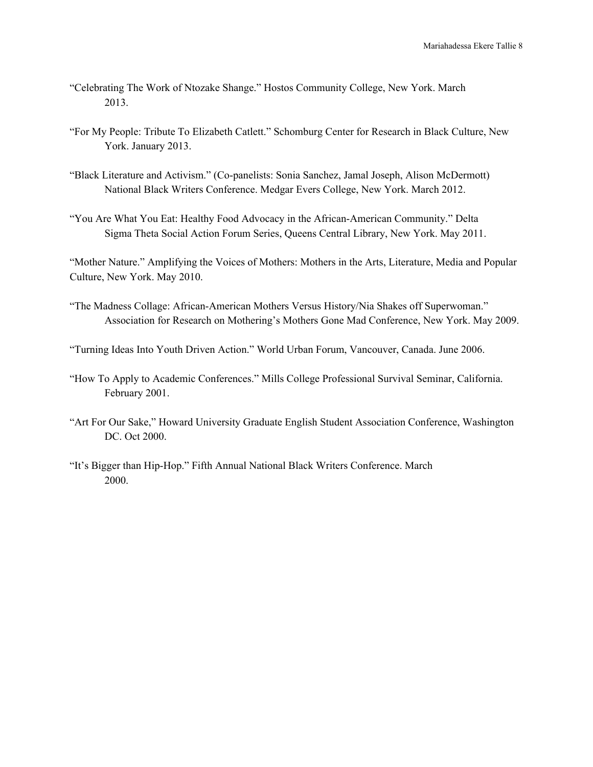"Celebrating The Work of Ntozake Shange." Hostos Community College, New York. March 2013.

"For My People: Tribute To Elizabeth Catlett." Schomburg Center for Research in Black Culture, New York. January 2013.

"Black Literature and Activism." (Co-panelists: Sonia Sanchez, Jamal Joseph, Alison McDermott) National Black Writers Conference. Medgar Evers College, New York. March 2012.

"You Are What You Eat: Healthy Food Advocacy in the African-American Community." Delta Sigma Theta Social Action Forum Series, Queens Central Library, New York. May 2011.

"Mother Nature." Amplifying the Voices of Mothers: Mothers in the Arts, Literature, Media and Popular Culture, New York. May 2010.

"The Madness Collage: African-American Mothers Versus History/Nia Shakes off Superwoman." Association for Research on Mothering's Mothers Gone Mad Conference, New York. May 2009.

"Turning Ideas Into Youth Driven Action." World Urban Forum, Vancouver, Canada. June 2006.

"How To Apply to Academic Conferences." Mills College Professional Survival Seminar, California. February 2001.

"Art For Our Sake," Howard University Graduate English Student Association Conference, Washington DC. Oct 2000.

"It's Bigger than Hip-Hop." Fifth Annual National Black Writers Conference. March 2000.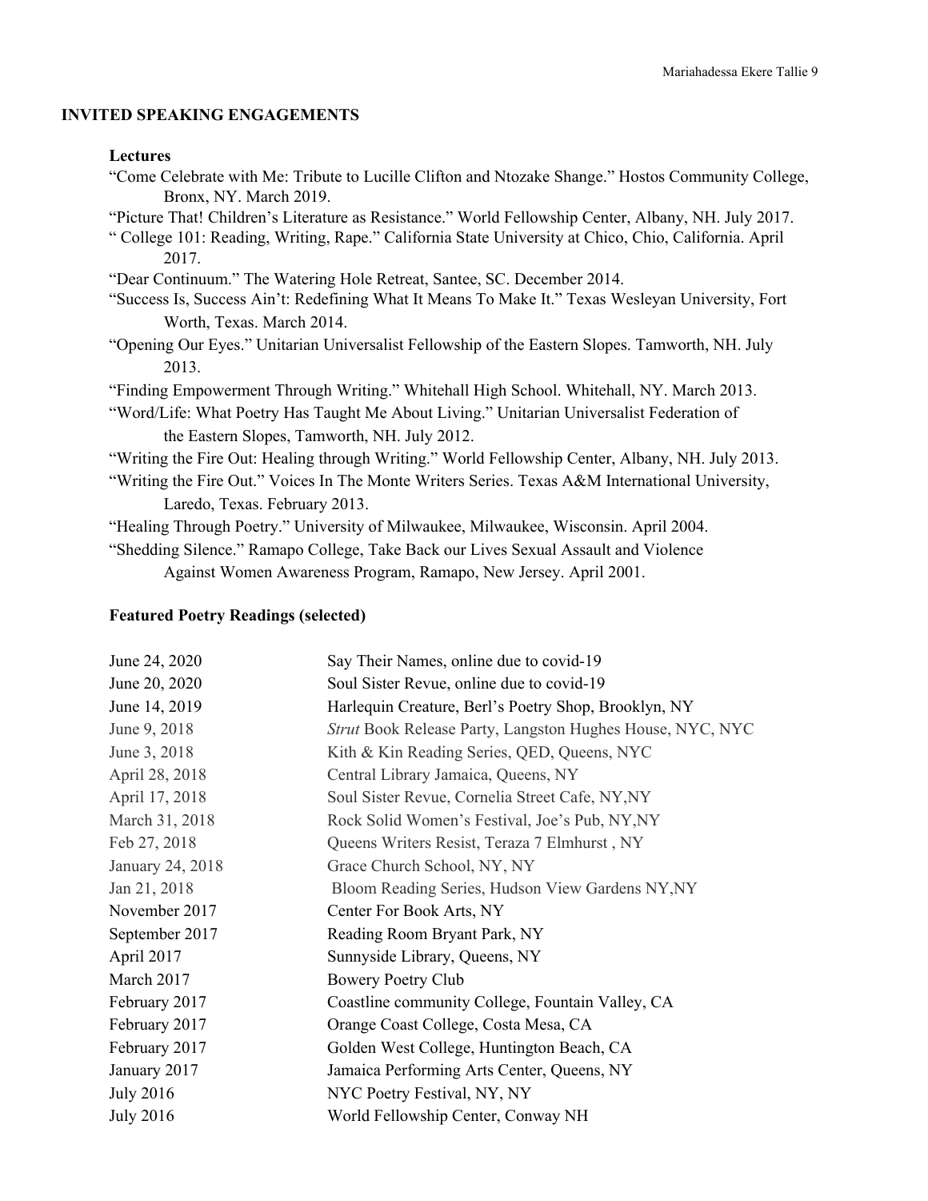## INVITED SPEAKING ENGAGEMENTS

### Lectures

"Come Celebrate with Me: Tribute to Lucille Clifton and Ntozake Shange." Hostos Community College, Bronx, NY. March 2019.

"Picture That! Children's Literature as Resistance." World Fellowship Center, Albany, NH. July 2017.

" College 101: Reading, Writing, Rape." California State University at Chico, Chio, California. April 2017.

"Dear Continuum." The Watering Hole Retreat, Santee, SC. December 2014.

"Success Is, Success Ain't: Redefining What It Means To Make It." Texas Wesleyan University, Fort Worth, Texas. March 2014.

"Opening Our Eyes." Unitarian Universalist Fellowship of the Eastern Slopes. Tamworth, NH. July 2013.

"Finding Empowerment Through Writing." Whitehall High School. Whitehall, NY. March 2013.

"Word/Life: What Poetry Has Taught Me About Living." Unitarian Universalist Federation of the Eastern Slopes, Tamworth, NH. July 2012.

"Writing the Fire Out: Healing through Writing." World Fellowship Center, Albany, NH. July 2013.

"Writing the Fire Out." Voices In The Monte Writers Series. Texas A&M International University, Laredo, Texas. February 2013.

"Healing Through Poetry." University of Milwaukee, Milwaukee, Wisconsin. April 2004.

"Shedding Silence." Ramapo College, Take Back our Lives Sexual Assault and Violence Against Women Awareness Program, Ramapo, New Jersey. April 2001.

### Featured Poetry Readings (selected)

| | |
|---|---|
| June 24, 2020 | Say Their Names, online due to covid-19 |
| June 20, 2020 | Soul Sister Revue, online due to covid-19 |
| June 14, 2019 | Harlequin Creature, Berl's Poetry Shop, Brooklyn, NY |
| June 9, 2018 | *Strut* Book Release Party, Langston Hughes House, NYC, NYC |
| June 3, 2018 | Kith & Kin Reading Series, QED, Queens, NYC |
| April 28, 2018 | Central Library Jamaica, Queens, NY |
| April 17, 2018 | Soul Sister Revue, Cornelia Street Cafe, NY,NY |
| March 31, 2018 | Rock Solid Women's Festival, Joe's Pub, NY,NY |
| Feb 27, 2018 | Queens Writers Resist, Teraza 7 Elmhurst , NY |
| January 24, 2018 | Grace Church School, NY, NY |
| Jan 21, 2018 | Bloom Reading Series, Hudson View Gardens NY,NY |
| November 2017 | Center For Book Arts, NY |
| September 2017 | Reading Room Bryant Park, NY |
| April 2017 | Sunnyside Library, Queens, NY |
| March 2017 | Bowery Poetry Club |
| February 2017 | Coastline community College, Fountain Valley, CA |
| February 2017 | Orange Coast College, Costa Mesa, CA |
| February 2017 | Golden West College, Huntington Beach, CA |
| January 2017 | Jamaica Performing Arts Center, Queens, NY |
| July 2016 | NYC Poetry Festival, NY, NY |
| July 2016 | World Fellowship Center, Conway NH |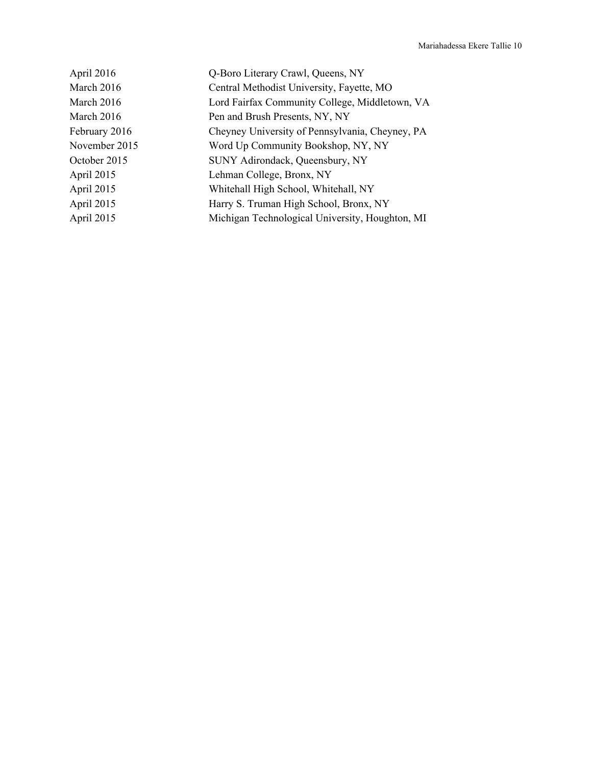| | |
|---|---|
| April 2016 | Q-Boro Literary Crawl, Queens, NY |
| March 2016 | Central Methodist University, Fayette, MO |
| March 2016 | Lord Fairfax Community College, Middletown, VA |
| March 2016 | Pen and Brush Presents, NY, NY |
| February 2016 | Cheyney University of Pennsylvania, Cheyney, PA |
| November 2015 | Word Up Community Bookshop, NY, NY |
| October 2015 | SUNY Adirondack, Queensbury, NY |
| April 2015 | Lehman College, Bronx, NY |
| April 2015 | Whitehall High School, Whitehall, NY |
| April 2015 | Harry S. Truman High School, Bronx, NY |
| April 2015 | Michigan Technological University, Houghton, MI |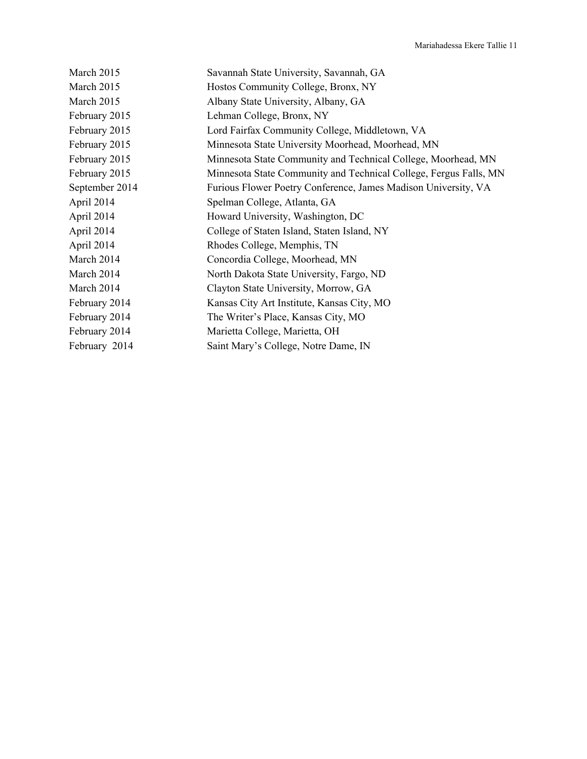| | |
|---|---|
| March 2015 | Savannah State University, Savannah, GA |
| March 2015 | Hostos Community College, Bronx, NY |
| March 2015 | Albany State University, Albany, GA |
| February 2015 | Lehman College, Bronx, NY |
| February 2015 | Lord Fairfax Community College, Middletown, VA |
| February 2015 | Minnesota State University Moorhead, Moorhead, MN |
| February 2015 | Minnesota State Community and Technical College, Moorhead, MN |
| February 2015 | Minnesota State Community and Technical College, Fergus Falls, MN |
| September 2014 | Furious Flower Poetry Conference, James Madison University, VA |
| April 2014 | Spelman College, Atlanta, GA |
| April 2014 | Howard University, Washington, DC |
| April 2014 | College of Staten Island, Staten Island, NY |
| April 2014 | Rhodes College, Memphis, TN |
| March 2014 | Concordia College, Moorhead, MN |
| March 2014 | North Dakota State University, Fargo, ND |
| March 2014 | Clayton State University, Morrow, GA |
| February 2014 | Kansas City Art Institute, Kansas City, MO |
| February 2014 | The Writer's Place, Kansas City, MO |
| February 2014 | Marietta College, Marietta, OH |
| February 2014 | Saint Mary's College, Notre Dame, IN |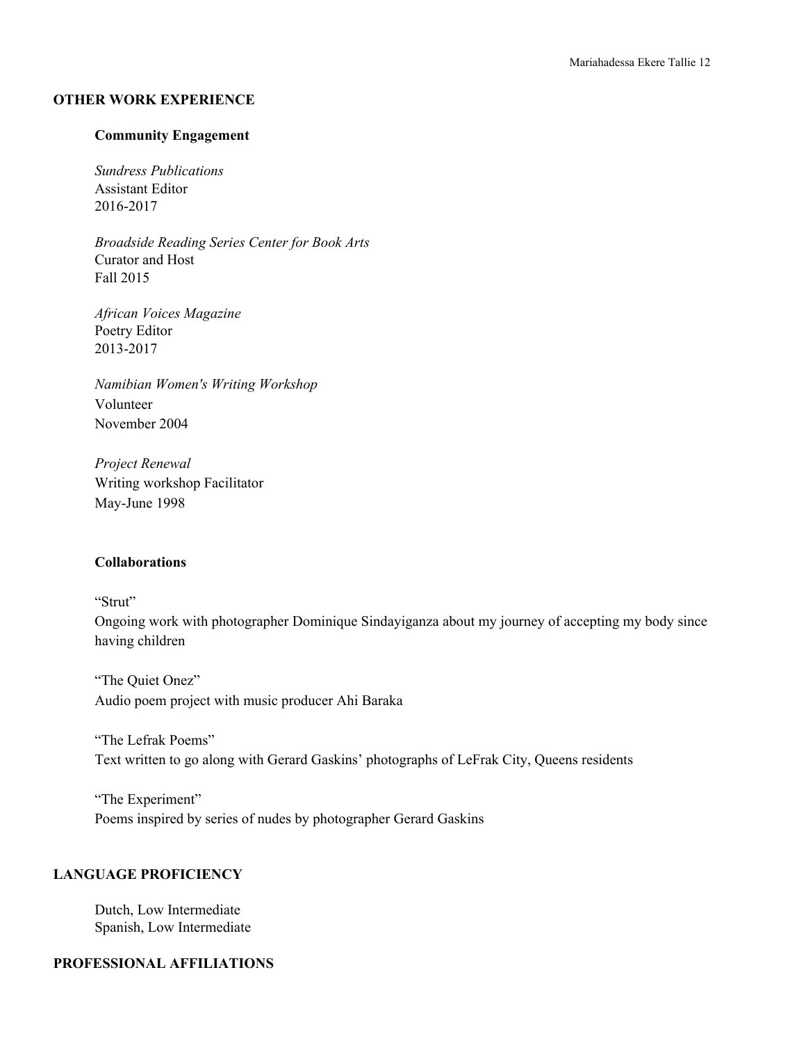## OTHER WORK EXPERIENCE

### Community Engagement

*Sundress Publications*
Assistant Editor
2016-2017

*Broadside Reading Series Center for Book Arts*
Curator and Host
Fall 2015

*African Voices Magazine*
Poetry Editor
2013-2017

*Namibian Women's Writing Workshop*
Volunteer
November 2004

*Project Renewal*
Writing workshop Facilitator
May-June 1998

### Collaborations

"Strut"
Ongoing work with photographer Dominique Sindayiganza about my journey of accepting my body since having children

"The Quiet Onez"
Audio poem project with music producer Ahi Baraka

"The Lefrak Poems"
Text written to go along with Gerard Gaskins' photographs of LeFrak City, Queens residents

"The Experiment"
Poems inspired by series of nudes by photographer Gerard Gaskins

## LANGUAGE PROFICIENCY

Dutch, Low Intermediate
Spanish, Low Intermediate

## PROFESSIONAL AFFILIATIONS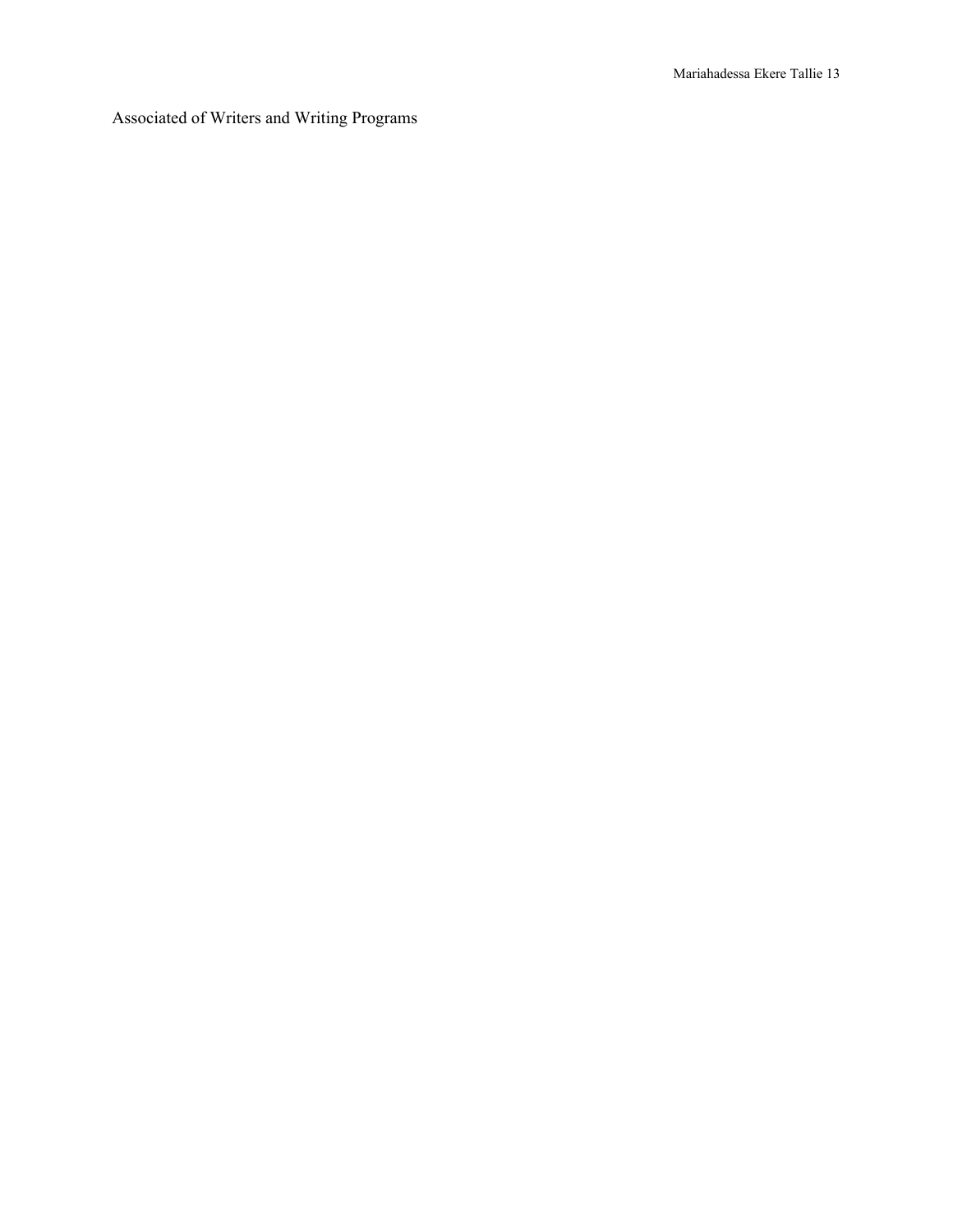Associated of Writers and Writing Programs